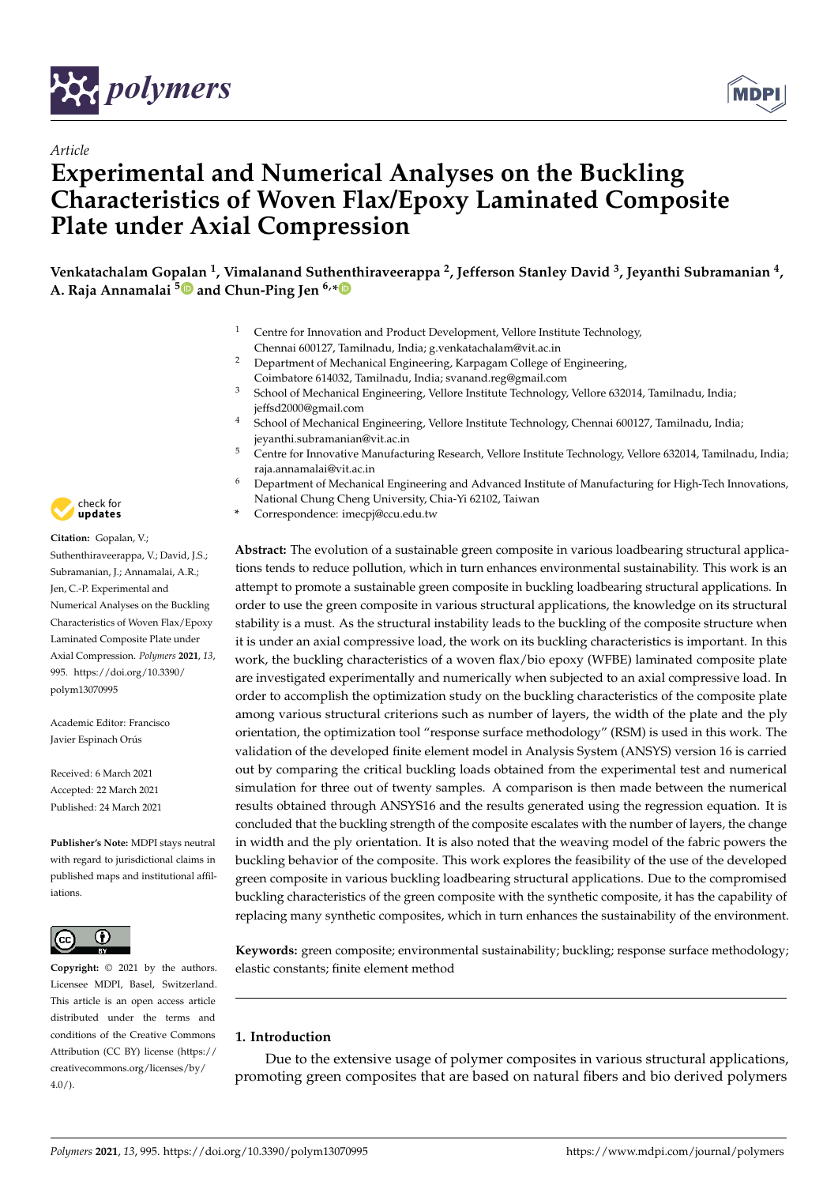*Article*

# Experimental and Numerical Analyses on the Buckling Characteristics of Woven Flax/Epoxy Laminated Composite Plate under Axial Compression

**Venkatachalam Gopalan [1], Vimalanand Suthenthiraveerappa [2], Jefferson Stanley David [3], Jeyanthi Subramanian [4], A. Raja Annamalai [5] and Chun-Ping Jen [6,*]**

[1] Centre for Innovation and Product Development, Vellore Institute Technology, Chennai 600127, Tamilnadu, India; g.venkatachalam@vit.ac.in

[2] Department of Mechanical Engineering, Karpagam College of Engineering, Coimbatore 614032, Tamilnadu, India; svanand.reg@gmail.com

[3] School of Mechanical Engineering, Vellore Institute Technology, Vellore 632014, Tamilnadu, India; jeffsd2000@gmail.com

[4] School of Mechanical Engineering, Vellore Institute Technology, Chennai 600127, Tamilnadu, India; jeyanthi.subramanian@vit.ac.in

[5] Centre for Innovative Manufacturing Research, Vellore Institute Technology, Vellore 632014, Tamilnadu, India; raja.annamalai@vit.ac.in

[6] Department of Mechanical Engineering and Advanced Institute of Manufacturing for High-Tech Innovations, National Chung Cheng University, Chia-Yi 62102, Taiwan

* Correspondence: imecpj@ccu.edu.tw

**Citation:** Gopalan, V.; Suthenthiraveerappa, V.; David, J.S.; Subramanian, J.; Annamalai, A.R.; Jen, C.-P. Experimental and Numerical Analyses on the Buckling Characteristics of Woven Flax/Epoxy Laminated Composite Plate under Axial Compression. *Polymers* **2021**, *13*, 995. https://doi.org/10.3390/polym13070995

Academic Editor: Francisco Javier Espinach Orús

Received: 6 March 2021
Accepted: 22 March 2021
Published: 24 March 2021

**Publisher's Note:** MDPI stays neutral with regard to jurisdictional claims in published maps and institutional affiliations.

**Copyright:** © 2021 by the authors. Licensee MDPI, Basel, Switzerland. This article is an open access article distributed under the terms and conditions of the Creative Commons Attribution (CC BY) license (https://creativecommons.org/licenses/by/4.0/).

**Abstract:** The evolution of a sustainable green composite in various loadbearing structural applications tends to reduce pollution, which in turn enhances environmental sustainability. This work is an attempt to promote a sustainable green composite in buckling loadbearing structural applications. In order to use the green composite in various structural applications, the knowledge on its structural stability is a must. As the structural instability leads to the buckling of the composite structure when it is under an axial compressive load, the work on its buckling characteristics is important. In this work, the buckling characteristics of a woven flax/bio epoxy (WFBE) laminated composite plate are investigated experimentally and numerically when subjected to an axial compressive load. In order to accomplish the optimization study on the buckling characteristics of the composite plate among various structural criterions such as number of layers, the width of the plate and the ply orientation, the optimization tool "response surface methodology" (RSM) is used in this work. The validation of the developed finite element model in Analysis System (ANSYS) version 16 is carried out by comparing the critical buckling loads obtained from the experimental test and numerical simulation for three out of twenty samples. A comparison is then made between the numerical results obtained through ANSYS16 and the results generated using the regression equation. It is concluded that the buckling strength of the composite escalates with the number of layers, the change in width and the ply orientation. It is also noted that the weaving model of the fabric powers the buckling behavior of the composite. This work explores the feasibility of the use of the developed green composite in various buckling loadbearing structural applications. Due to the compromised buckling characteristics of the green composite with the synthetic composite, it has the capability of replacing many synthetic composites, which in turn enhances the sustainability of the environment.

**Keywords:** green composite; environmental sustainability; buckling; response surface methodology; elastic constants; finite element method

## 1. Introduction

Due to the extensive usage of polymer composites in various structural applications, promoting green composites that are based on natural fibers and bio derived polymers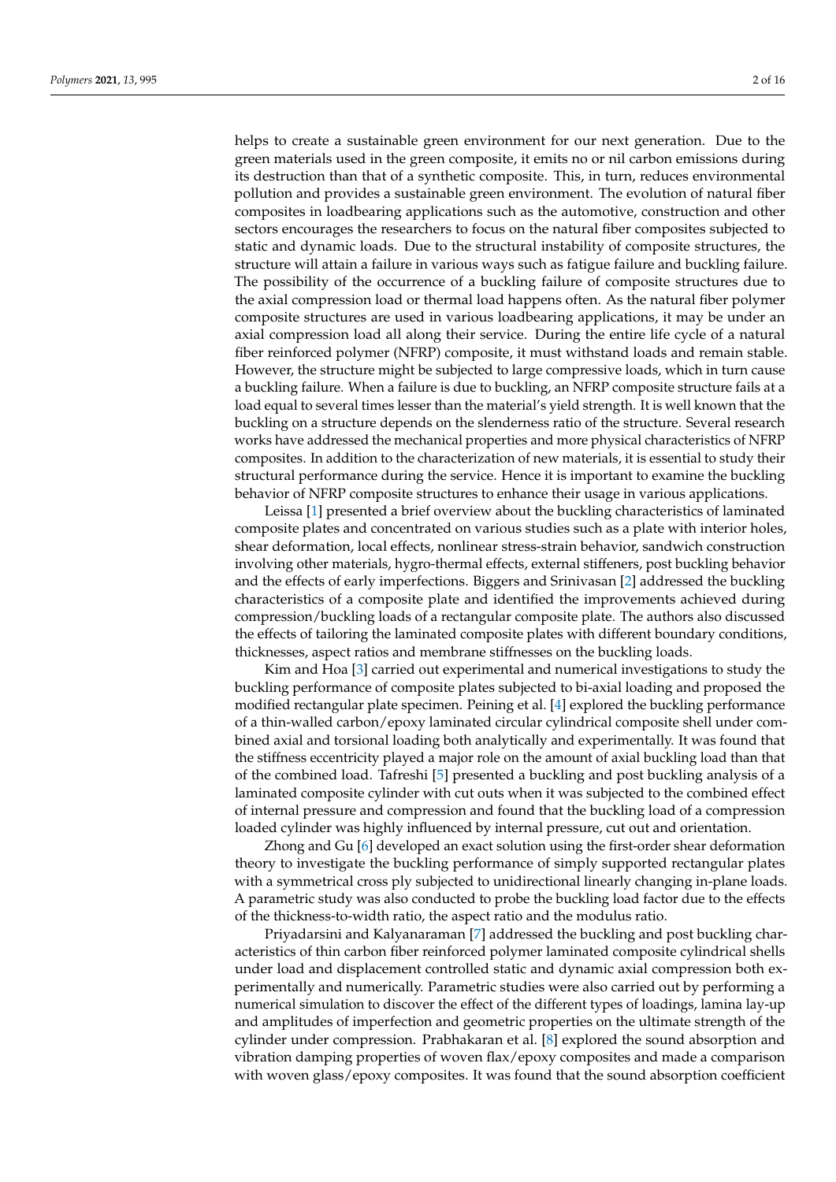helps to create a sustainable green environment for our next generation. Due to the green materials used in the green composite, it emits no or nil carbon emissions during its destruction than that of a synthetic composite. This, in turn, reduces environmental pollution and provides a sustainable green environment. The evolution of natural fiber composites in loadbearing applications such as the automotive, construction and other sectors encourages the researchers to focus on the natural fiber composites subjected to static and dynamic loads. Due to the structural instability of composite structures, the structure will attain a failure in various ways such as fatigue failure and buckling failure. The possibility of the occurrence of a buckling failure of composite structures due to the axial compression load or thermal load happens often. As the natural fiber polymer composite structures are used in various loadbearing applications, it may be under an axial compression load all along their service. During the entire life cycle of a natural fiber reinforced polymer (NFRP) composite, it must withstand loads and remain stable. However, the structure might be subjected to large compressive loads, which in turn cause a buckling failure. When a failure is due to buckling, an NFRP composite structure fails at a load equal to several times lesser than the material's yield strength. It is well known that the buckling on a structure depends on the slenderness ratio of the structure. Several research works have addressed the mechanical properties and more physical characteristics of NFRP composites. In addition to the characterization of new materials, it is essential to study their structural performance during the service. Hence it is important to examine the buckling behavior of NFRP composite structures to enhance their usage in various applications.

Leissa [1] presented a brief overview about the buckling characteristics of laminated composite plates and concentrated on various studies such as a plate with interior holes, shear deformation, local effects, nonlinear stress-strain behavior, sandwich construction involving other materials, hygro-thermal effects, external stiffeners, post buckling behavior and the effects of early imperfections. Biggers and Srinivasan [2] addressed the buckling characteristics of a composite plate and identified the improvements achieved during compression/buckling loads of a rectangular composite plate. The authors also discussed the effects of tailoring the laminated composite plates with different boundary conditions, thicknesses, aspect ratios and membrane stiffnesses on the buckling loads.

Kim and Hoa [3] carried out experimental and numerical investigations to study the buckling performance of composite plates subjected to bi-axial loading and proposed the modified rectangular plate specimen. Peining et al. [4] explored the buckling performance of a thin-walled carbon/epoxy laminated circular cylindrical composite shell under combined axial and torsional loading both analytically and experimentally. It was found that the stiffness eccentricity played a major role on the amount of axial buckling load than that of the combined load. Tafreshi [5] presented a buckling and post buckling analysis of a laminated composite cylinder with cut outs when it was subjected to the combined effect of internal pressure and compression and found that the buckling load of a compression loaded cylinder was highly influenced by internal pressure, cut out and orientation.

Zhong and Gu [6] developed an exact solution using the first-order shear deformation theory to investigate the buckling performance of simply supported rectangular plates with a symmetrical cross ply subjected to unidirectional linearly changing in-plane loads. A parametric study was also conducted to probe the buckling load factor due to the effects of the thickness-to-width ratio, the aspect ratio and the modulus ratio.

Priyadarsini and Kalyanaraman [7] addressed the buckling and post buckling characteristics of thin carbon fiber reinforced polymer laminated composite cylindrical shells under load and displacement controlled static and dynamic axial compression both experimentally and numerically. Parametric studies were also carried out by performing a numerical simulation to discover the effect of the different types of loadings, lamina lay-up and amplitudes of imperfection and geometric properties on the ultimate strength of the cylinder under compression. Prabhakaran et al. [8] explored the sound absorption and vibration damping properties of woven flax/epoxy composites and made a comparison with woven glass/epoxy composites. It was found that the sound absorption coefficient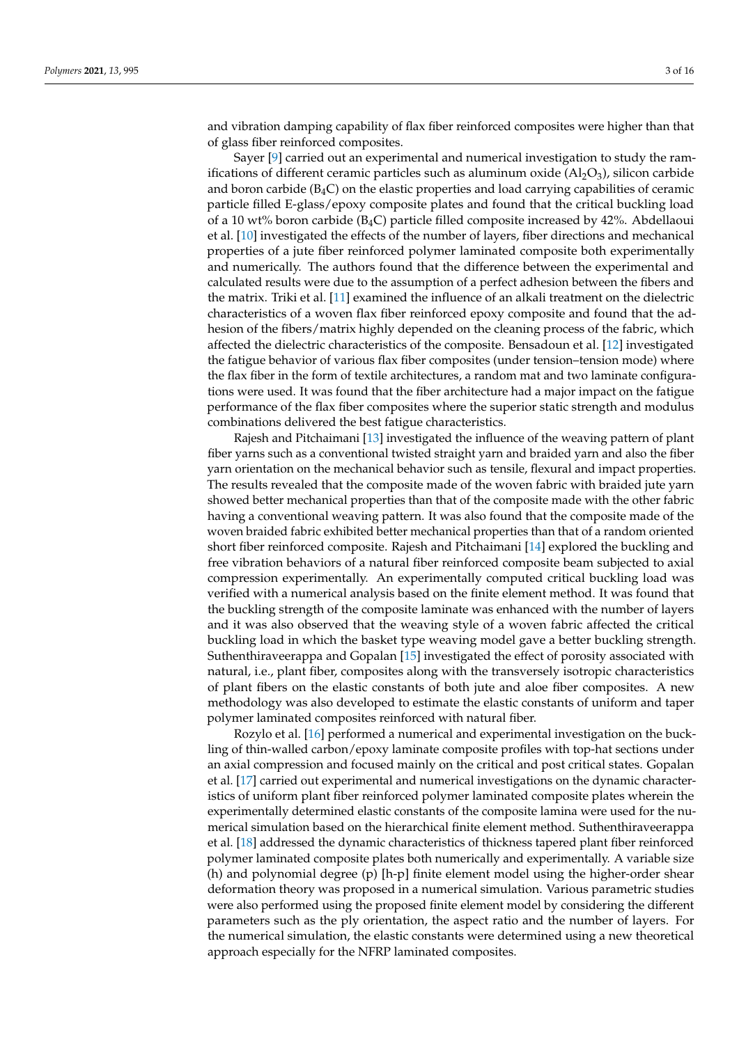and vibration damping capability of flax fiber reinforced composites were higher than that of glass fiber reinforced composites.

Sayer [9] carried out an experimental and numerical investigation to study the ramifications of different ceramic particles such as aluminum oxide ($Al_2O_3$), silicon carbide and boron carbide ($B_4C$) on the elastic properties and load carrying capabilities of ceramic particle filled E-glass/epoxy composite plates and found that the critical buckling load of a 10 wt% boron carbide ($B_4C$) particle filled composite increased by 42%. Abdellaoui et al. [10] investigated the effects of the number of layers, fiber directions and mechanical properties of a jute fiber reinforced polymer laminated composite both experimentally and numerically. The authors found that the difference between the experimental and calculated results were due to the assumption of a perfect adhesion between the fibers and the matrix. Triki et al. [11] examined the influence of an alkali treatment on the dielectric characteristics of a woven flax fiber reinforced epoxy composite and found that the adhesion of the fibers/matrix highly depended on the cleaning process of the fabric, which affected the dielectric characteristics of the composite. Bensadoun et al. [12] investigated the fatigue behavior of various flax fiber composites (under tension–tension mode) where the flax fiber in the form of textile architectures, a random mat and two laminate configurations were used. It was found that the fiber architecture had a major impact on the fatigue performance of the flax fiber composites where the superior static strength and modulus combinations delivered the best fatigue characteristics.

Rajesh and Pitchaimani [13] investigated the influence of the weaving pattern of plant fiber yarns such as a conventional twisted straight yarn and braided yarn and also the fiber yarn orientation on the mechanical behavior such as tensile, flexural and impact properties. The results revealed that the composite made of the woven fabric with braided jute yarn showed better mechanical properties than that of the composite made with the other fabric having a conventional weaving pattern. It was also found that the composite made of the woven braided fabric exhibited better mechanical properties than that of a random oriented short fiber reinforced composite. Rajesh and Pitchaimani [14] explored the buckling and free vibration behaviors of a natural fiber reinforced composite beam subjected to axial compression experimentally. An experimentally computed critical buckling load was verified with a numerical analysis based on the finite element method. It was found that the buckling strength of the composite laminate was enhanced with the number of layers and it was also observed that the weaving style of a woven fabric affected the critical buckling load in which the basket type weaving model gave a better buckling strength. Suthenthiraveerappa and Gopalan [15] investigated the effect of porosity associated with natural, i.e., plant fiber, composites along with the transversely isotropic characteristics of plant fibers on the elastic constants of both jute and aloe fiber composites. A new methodology was also developed to estimate the elastic constants of uniform and taper polymer laminated composites reinforced with natural fiber.

Rozylo et al. [16] performed a numerical and experimental investigation on the buckling of thin-walled carbon/epoxy laminate composite profiles with top-hat sections under an axial compression and focused mainly on the critical and post critical states. Gopalan et al. [17] carried out experimental and numerical investigations on the dynamic characteristics of uniform plant fiber reinforced polymer laminated composite plates wherein the experimentally determined elastic constants of the composite lamina were used for the numerical simulation based on the hierarchical finite element method. Suthenthiraveerappa et al. [18] addressed the dynamic characteristics of thickness tapered plant fiber reinforced polymer laminated composite plates both numerically and experimentally. A variable size (h) and polynomial degree (p) [h-p] finite element model using the higher-order shear deformation theory was proposed in a numerical simulation. Various parametric studies were also performed using the proposed finite element model by considering the different parameters such as the ply orientation, the aspect ratio and the number of layers. For the numerical simulation, the elastic constants were determined using a new theoretical approach especially for the NFRP laminated composites.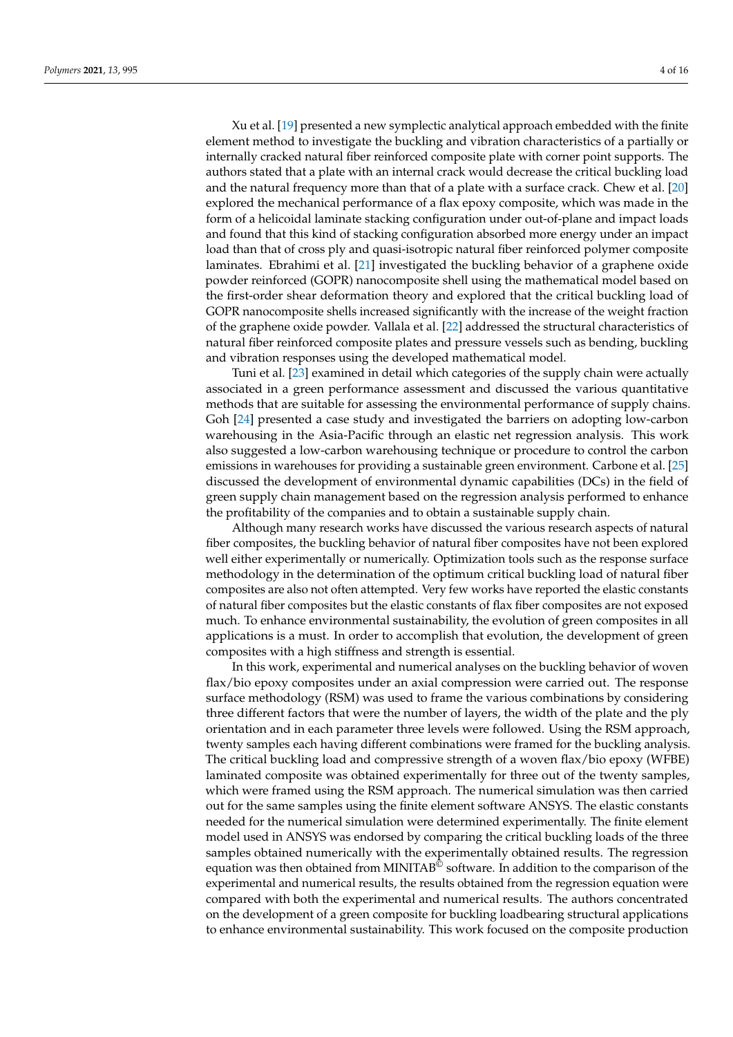Xu et al. [19] presented a new symplectic analytical approach embedded with the finite element method to investigate the buckling and vibration characteristics of a partially or internally cracked natural fiber reinforced composite plate with corner point supports. The authors stated that a plate with an internal crack would decrease the critical buckling load and the natural frequency more than that of a plate with a surface crack. Chew et al. [20] explored the mechanical performance of a flax epoxy composite, which was made in the form of a helicoidal laminate stacking configuration under out-of-plane and impact loads and found that this kind of stacking configuration absorbed more energy under an impact load than that of cross ply and quasi-isotropic natural fiber reinforced polymer composite laminates. Ebrahimi et al. [21] investigated the buckling behavior of a graphene oxide powder reinforced (GOPR) nanocomposite shell using the mathematical model based on the first-order shear deformation theory and explored that the critical buckling load of GOPR nanocomposite shells increased significantly with the increase of the weight fraction of the graphene oxide powder. Vallala et al. [22] addressed the structural characteristics of natural fiber reinforced composite plates and pressure vessels such as bending, buckling and vibration responses using the developed mathematical model.

Tuni et al. [23] examined in detail which categories of the supply chain were actually associated in a green performance assessment and discussed the various quantitative methods that are suitable for assessing the environmental performance of supply chains. Goh [24] presented a case study and investigated the barriers on adopting low-carbon warehousing in the Asia-Pacific through an elastic net regression analysis. This work also suggested a low-carbon warehousing technique or procedure to control the carbon emissions in warehouses for providing a sustainable green environment. Carbone et al. [25] discussed the development of environmental dynamic capabilities (DCs) in the field of green supply chain management based on the regression analysis performed to enhance the profitability of the companies and to obtain a sustainable supply chain.

Although many research works have discussed the various research aspects of natural fiber composites, the buckling behavior of natural fiber composites have not been explored well either experimentally or numerically. Optimization tools such as the response surface methodology in the determination of the optimum critical buckling load of natural fiber composites are also not often attempted. Very few works have reported the elastic constants of natural fiber composites but the elastic constants of flax fiber composites are not exposed much. To enhance environmental sustainability, the evolution of green composites in all applications is a must. In order to accomplish that evolution, the development of green composites with a high stiffness and strength is essential.

In this work, experimental and numerical analyses on the buckling behavior of woven flax/bio epoxy composites under an axial compression were carried out. The response surface methodology (RSM) was used to frame the various combinations by considering three different factors that were the number of layers, the width of the plate and the ply orientation and in each parameter three levels were followed. Using the RSM approach, twenty samples each having different combinations were framed for the buckling analysis. The critical buckling load and compressive strength of a woven flax/bio epoxy (WFBE) laminated composite was obtained experimentally for three out of the twenty samples, which were framed using the RSM approach. The numerical simulation was then carried out for the same samples using the finite element software ANSYS. The elastic constants needed for the numerical simulation were determined experimentally. The finite element model used in ANSYS was endorsed by comparing the critical buckling loads of the three samples obtained numerically with the experimentally obtained results. The regression equation was then obtained from MINITAB© software. In addition to the comparison of the experimental and numerical results, the results obtained from the regression equation were compared with both the experimental and numerical results. The authors concentrated on the development of a green composite for buckling loadbearing structural applications to enhance environmental sustainability. This work focused on the composite production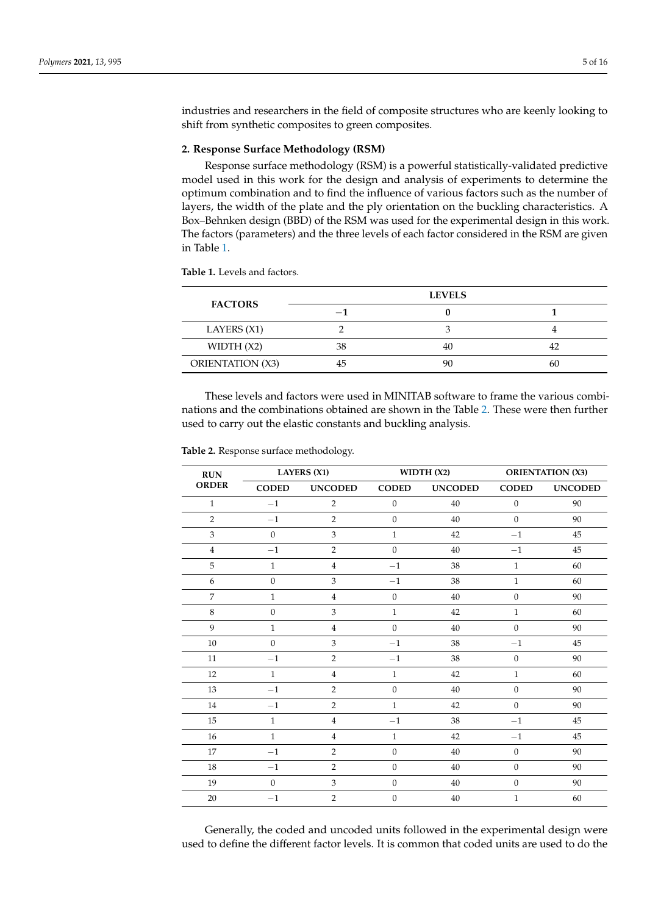industries and researchers in the field of composite structures who are keenly looking to shift from synthetic composites to green composites.

## 2. Response Surface Methodology (RSM)

Response surface methodology (RSM) is a powerful statistically-validated predictive model used in this work for the design and analysis of experiments to determine the optimum combination and to find the influence of various factors such as the number of layers, the width of the plate and the ply orientation on the buckling characteristics. A Box–Behnken design (BBD) of the RSM was used for the experimental design in this work. The factors (parameters) and the three levels of each factor considered in the RSM are given in Table 1.

**Table 1.** Levels and factors.

| FACTORS | LEVELS | | |
|---|---|---|---|
| | −1 | 0 | 1 |
| LAYERS (X1) | 2 | 3 | 4 |
| WIDTH (X2) | 38 | 40 | 42 |
| ORIENTATION (X3) | 45 | 90 | 60 |

These levels and factors were used in MINITAB software to frame the various combinations and the combinations obtained are shown in the Table 2. These were then further used to carry out the elastic constants and buckling analysis.

**Table 2.** Response surface methodology.

| RUN ORDER | LAYERS (X1) | | WIDTH (X2) | | ORIENTATION (X3) | |
|---|---|---|---|---|---|---|
| | CODED | UNCODED | CODED | UNCODED | CODED | UNCODED |
| 1 | −1 | 2 | 0 | 40 | 0 | 90 |
| 2 | −1 | 2 | 0 | 40 | 0 | 90 |
| 3 | 0 | 3 | 1 | 42 | −1 | 45 |
| 4 | −1 | 2 | 0 | 40 | −1 | 45 |
| 5 | 1 | 4 | −1 | 38 | 1 | 60 |
| 6 | 0 | 3 | −1 | 38 | 1 | 60 |
| 7 | 1 | 4 | 0 | 40 | 0 | 90 |
| 8 | 0 | 3 | 1 | 42 | 1 | 60 |
| 9 | 1 | 4 | 0 | 40 | 0 | 90 |
| 10 | 0 | 3 | −1 | 38 | −1 | 45 |
| 11 | −1 | 2 | −1 | 38 | 0 | 90 |
| 12 | 1 | 4 | 1 | 42 | 1 | 60 |
| 13 | −1 | 2 | 0 | 40 | 0 | 90 |
| 14 | −1 | 2 | 1 | 42 | 0 | 90 |
| 15 | 1 | 4 | −1 | 38 | −1 | 45 |
| 16 | 1 | 4 | 1 | 42 | −1 | 45 |
| 17 | −1 | 2 | 0 | 40 | 0 | 90 |
| 18 | −1 | 2 | 0 | 40 | 0 | 90 |
| 19 | 0 | 3 | 0 | 40 | 0 | 90 |
| 20 | −1 | 2 | 0 | 40 | 1 | 60 |

Generally, the coded and uncoded units followed in the experimental design were used to define the different factor levels. It is common that coded units are used to do the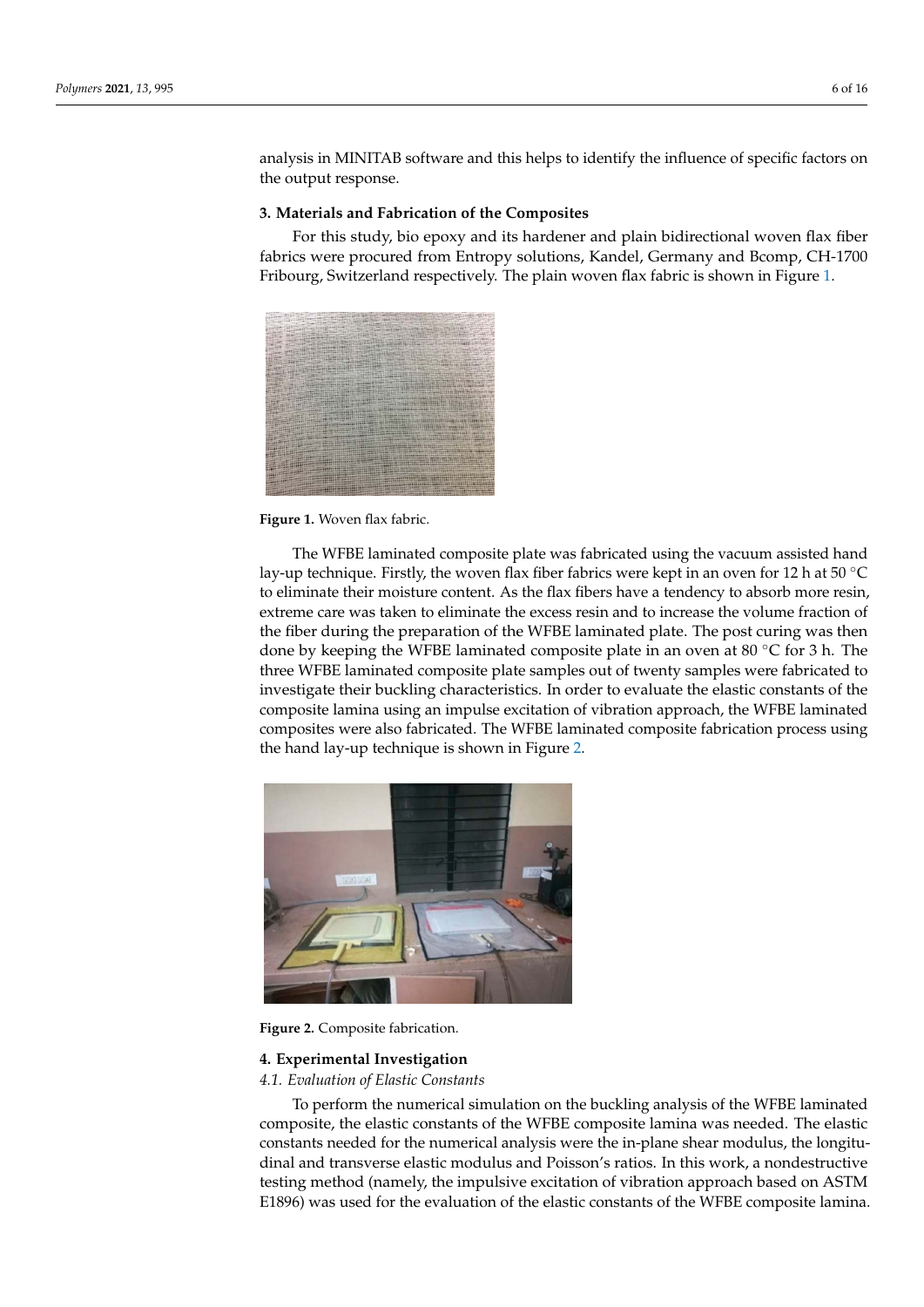analysis in MINITAB software and this helps to identify the influence of specific factors on the output response.

## 3. Materials and Fabrication of the Composites

For this study, bio epoxy and its hardener and plain bidirectional woven flax fiber fabrics were procured from Entropy solutions, Kandel, Germany and Bcomp, CH-1700 Fribourg, Switzerland respectively. The plain woven flax fabric is shown in Figure 1.

**Figure 1.** Woven flax fabric.

The WFBE laminated composite plate was fabricated using the vacuum assisted hand lay-up technique. Firstly, the woven flax fiber fabrics were kept in an oven for 12 h at 50 °C to eliminate their moisture content. As the flax fibers have a tendency to absorb more resin, extreme care was taken to eliminate the excess resin and to increase the volume fraction of the fiber during the preparation of the WFBE laminated plate. The post curing was then done by keeping the WFBE laminated composite plate in an oven at 80 °C for 3 h. The three WFBE laminated composite plate samples out of twenty samples were fabricated to investigate their buckling characteristics. In order to evaluate the elastic constants of the composite lamina using an impulse excitation of vibration approach, the WFBE laminated composites were also fabricated. The WFBE laminated composite fabrication process using the hand lay-up technique is shown in Figure 2.

**Figure 2.** Composite fabrication.

## 4. Experimental Investigation

### *4.1. Evaluation of Elastic Constants*

To perform the numerical simulation on the buckling analysis of the WFBE laminated composite, the elastic constants of the WFBE composite lamina was needed. The elastic constants needed for the numerical analysis were the in-plane shear modulus, the longitudinal and transverse elastic modulus and Poisson's ratios. In this work, a nondestructive testing method (namely, the impulsive excitation of vibration approach based on ASTM E1896) was used for the evaluation of the elastic constants of the WFBE composite lamina.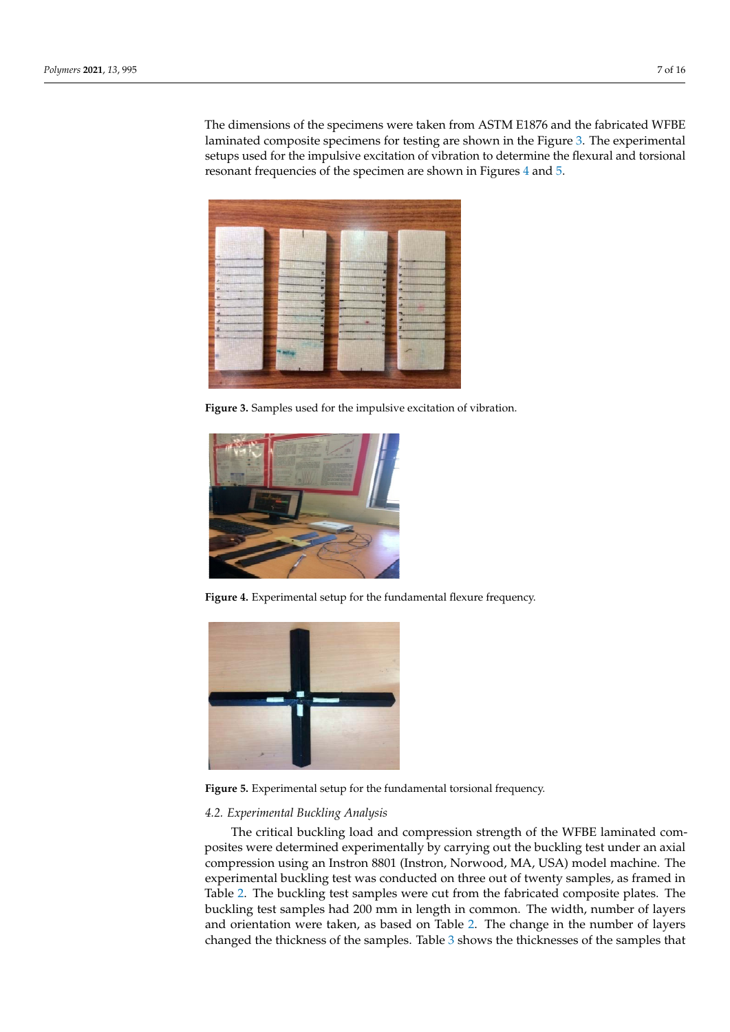The dimensions of the specimens were taken from ASTM E1876 and the fabricated WFBE laminated composite specimens for testing are shown in the Figure 3. The experimental setups used for the impulsive excitation of vibration to determine the flexural and torsional resonant frequencies of the specimen are shown in Figures 4 and 5.

**Figure 3.** Samples used for the impulsive excitation of vibration.

**Figure 4.** Experimental setup for the fundamental flexure frequency.

**Figure 5.** Experimental setup for the fundamental torsional frequency.

### 4.2. Experimental Buckling Analysis

The critical buckling load and compression strength of the WFBE laminated composites were determined experimentally by carrying out the buckling test under an axial compression using an Instron 8801 (Instron, Norwood, MA, USA) model machine. The experimental buckling test was conducted on three out of twenty samples, as framed in Table 2. The buckling test samples were cut from the fabricated composite plates. The buckling test samples had 200 mm in length in common. The width, number of layers and orientation were taken, as based on Table 2. The change in the number of layers changed the thickness of the samples. Table 3 shows the thicknesses of the samples that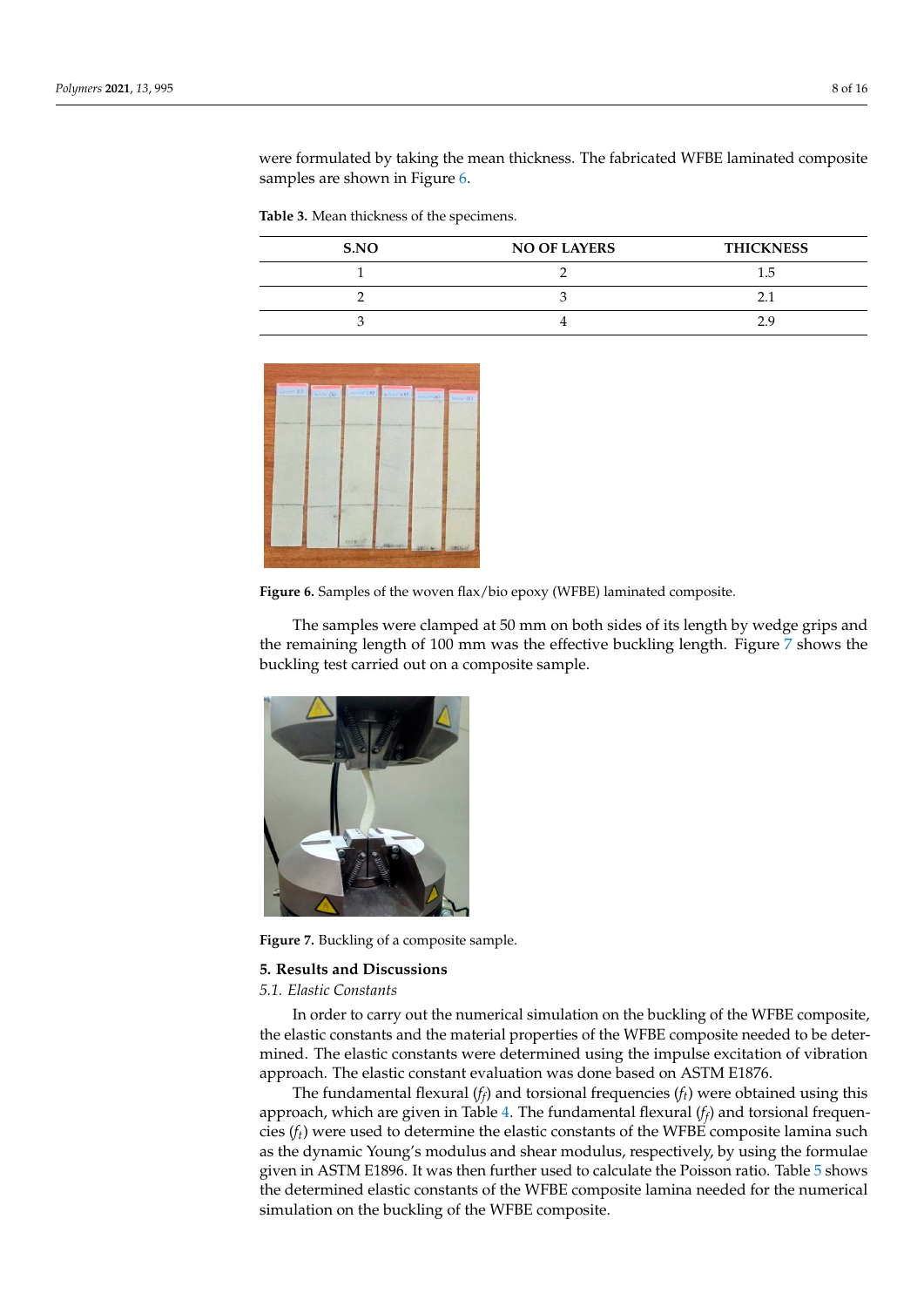were formulated by taking the mean thickness. The fabricated WFBE laminated composite samples are shown in Figure 6.

**Table 3.** Mean thickness of the specimens.

| S.NO | NO OF LAYERS | THICKNESS |
|---|---|---|
| 1 | 2 | 1.5 |
| 2 | 3 | 2.1 |
| 3 | 4 | 2.9 |

**Figure 6.** Samples of the woven flax/bio epoxy (WFBE) laminated composite.

The samples were clamped at 50 mm on both sides of its length by wedge grips and the remaining length of 100 mm was the effective buckling length. Figure 7 shows the buckling test carried out on a composite sample.

**Figure 7.** Buckling of a composite sample.

## 5. Results and Discussions

### 5.1. Elastic Constants

In order to carry out the numerical simulation on the buckling of the WFBE composite, the elastic constants and the material properties of the WFBE composite needed to be determined. The elastic constants were determined using the impulse excitation of vibration approach. The elastic constant evaluation was done based on ASTM E1876.

The fundamental flexural ($f_f$) and torsional frequencies ($f_t$) were obtained using this approach, which are given in Table 4. The fundamental flexural ($f_f$) and torsional frequencies ($f_t$) were used to determine the elastic constants of the WFBE composite lamina such as the dynamic Young's modulus and shear modulus, respectively, by using the formulae given in ASTM E1896. It was then further used to calculate the Poisson ratio. Table 5 shows the determined elastic constants of the WFBE composite lamina needed for the numerical simulation on the buckling of the WFBE composite.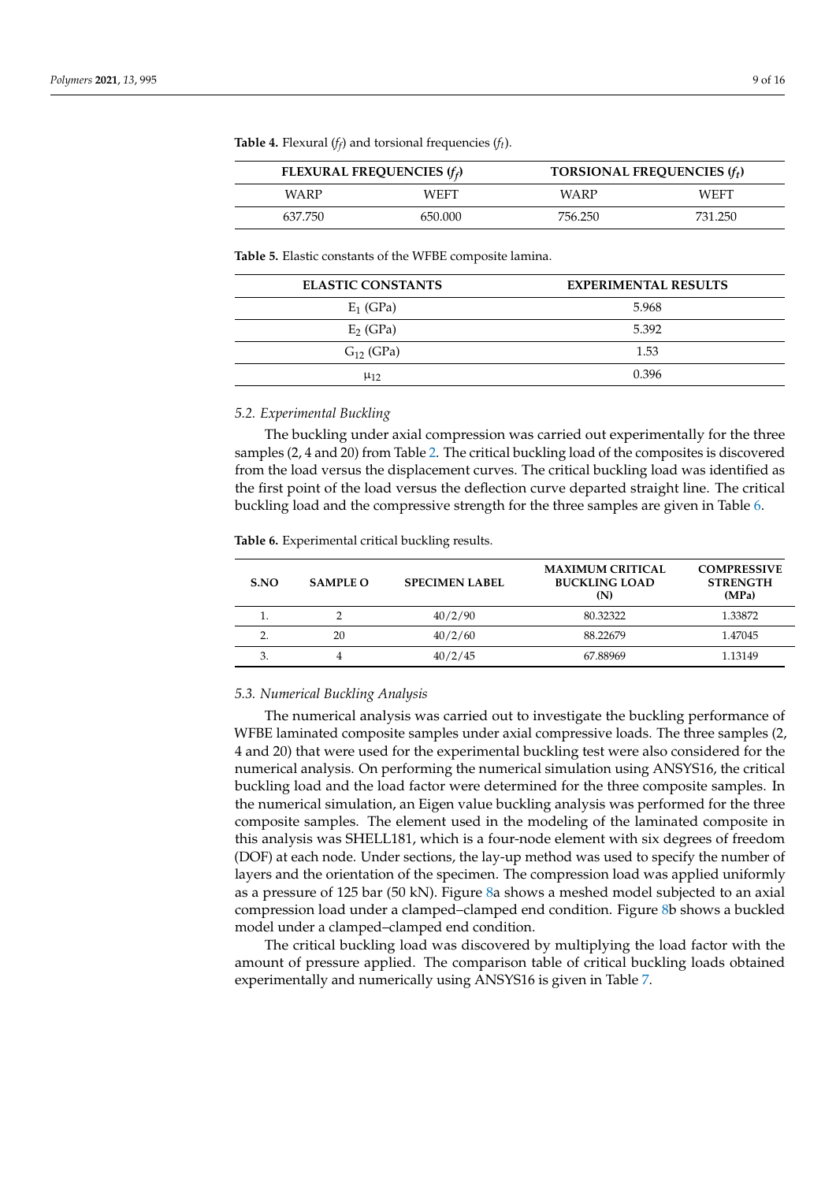**Table 4.** Flexural ($f_f$) and torsional frequencies ($f_t$).

| FLEXURAL FREQUENCIES ($f_f$) | | TORSIONAL FREQUENCIES ($f_t$) | |
|---|---|---|---|
| WARP | WEFT | WARP | WEFT |
| 637.750 | 650.000 | 756.250 | 731.250 |

**Table 5.** Elastic constants of the WFBE composite lamina.

| ELASTIC CONSTANTS | EXPERIMENTAL RESULTS |
|---|---|
| $E_1$ (GPa) | 5.968 |
| $E_2$ (GPa) | 5.392 |
| $G_{12}$ (GPa) | 1.53 |
| $\mu_{12}$ | 0.396 |

### 5.2. Experimental Buckling

The buckling under axial compression was carried out experimentally for the three samples (2, 4 and 20) from Table 2. The critical buckling load of the composites is discovered from the load versus the displacement curves. The critical buckling load was identified as the first point of the load versus the deflection curve departed straight line. The critical buckling load and the compressive strength for the three samples are given in Table 6.

**Table 6.** Experimental critical buckling results.

| S.NO | SAMPLE O | SPECIMEN LABEL | MAXIMUM CRITICAL BUCKLING LOAD (N) | COMPRESSIVE STRENGTH (MPa) |
|---|---|---|---|---|
| 1. | 2 | 40/2/90 | 80.32322 | 1.33872 |
| 2. | 20 | 40/2/60 | 88.22679 | 1.47045 |
| 3. | 4 | 40/2/45 | 67.88969 | 1.13149 |

### 5.3. Numerical Buckling Analysis

The numerical analysis was carried out to investigate the buckling performance of WFBE laminated composite samples under axial compressive loads. The three samples (2, 4 and 20) that were used for the experimental buckling test were also considered for the numerical analysis. On performing the numerical simulation using ANSYS16, the critical buckling load and the load factor were determined for the three composite samples. In the numerical simulation, an Eigen value buckling analysis was performed for the three composite samples. The element used in the modeling of the laminated composite in this analysis was SHELL181, which is a four-node element with six degrees of freedom (DOF) at each node. Under sections, the lay-up method was used to specify the number of layers and the orientation of the specimen. The compression load was applied uniformly as a pressure of 125 bar (50 kN). Figure 8a shows a meshed model subjected to an axial compression load under a clamped–clamped end condition. Figure 8b shows a buckled model under a clamped–clamped end condition.

The critical buckling load was discovered by multiplying the load factor with the amount of pressure applied. The comparison table of critical buckling loads obtained experimentally and numerically using ANSYS16 is given in Table 7.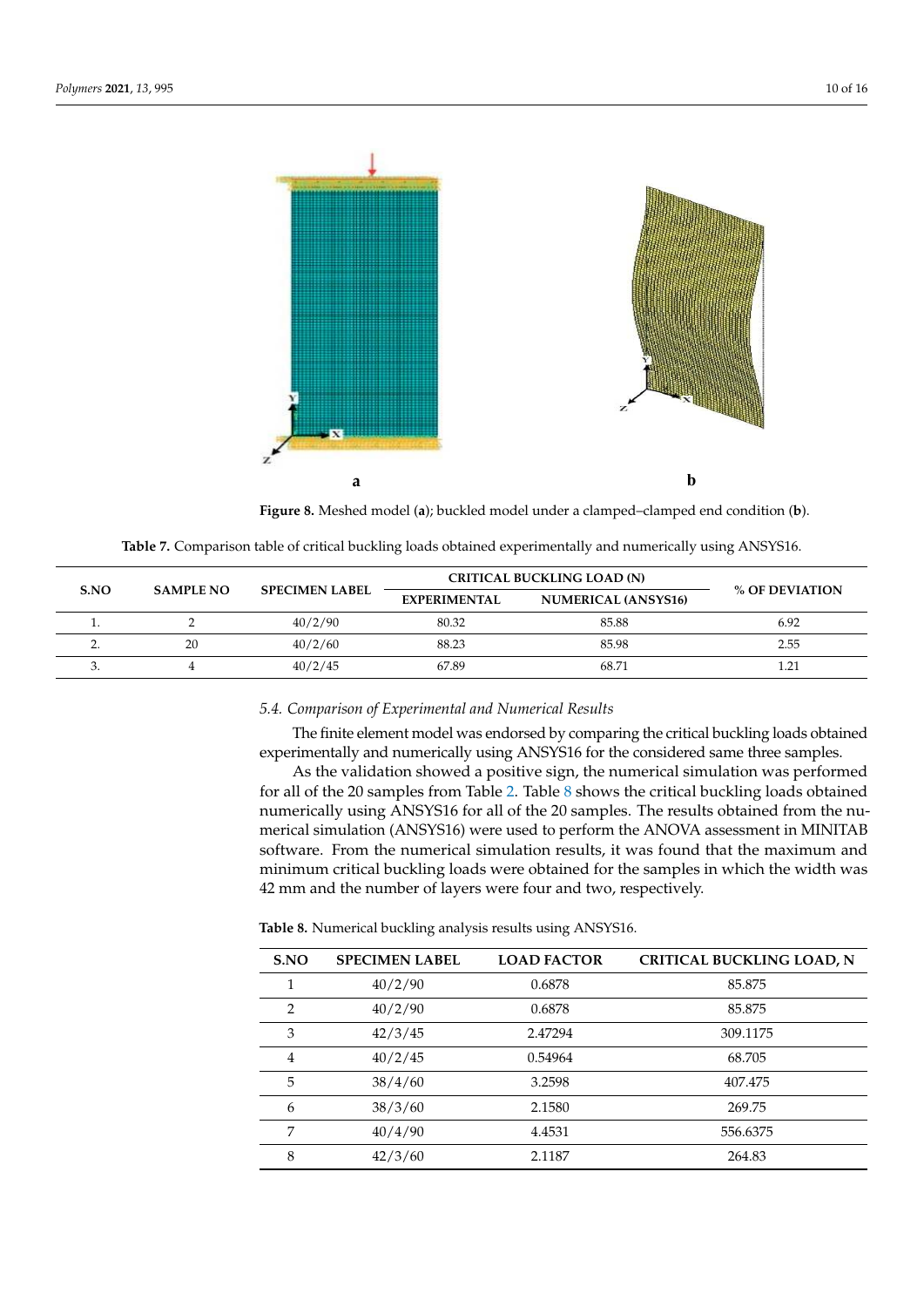**Figure 8.** Meshed model (**a**); buckled model under a clamped–clamped end condition (**b**).

**Table 7.** Comparison table of critical buckling loads obtained experimentally and numerically using ANSYS16.

| S.NO | SAMPLE NO | SPECIMEN LABEL | CRITICAL BUCKLING LOAD (N) | | % OF DEVIATION |
|---|---|---|---|---|---|
| | | | EXPERIMENTAL | NUMERICAL (ANSYS16) | |
| 1. | 2 | 40/2/90 | 80.32 | 85.88 | 6.92 |
| 2. | 20 | 40/2/60 | 88.23 | 85.98 | 2.55 |
| 3. | 4 | 40/2/45 | 67.89 | 68.71 | 1.21 |

### 5.4. Comparison of Experimental and Numerical Results

The finite element model was endorsed by comparing the critical buckling loads obtained experimentally and numerically using ANSYS16 for the considered same three samples.

As the validation showed a positive sign, the numerical simulation was performed for all of the 20 samples from Table 2. Table 8 shows the critical buckling loads obtained numerically using ANSYS16 for all of the 20 samples. The results obtained from the numerical simulation (ANSYS16) were used to perform the ANOVA assessment in MINITAB software. From the numerical simulation results, it was found that the maximum and minimum critical buckling loads were obtained for the samples in which the width was 42 mm and the number of layers were four and two, respectively.

**Table 8.** Numerical buckling analysis results using ANSYS16.

| S.NO | SPECIMEN LABEL | LOAD FACTOR | CRITICAL BUCKLING LOAD, N |
|---|---|---|---|
| 1 | 40/2/90 | 0.6878 | 85.875 |
| 2 | 40/2/90 | 0.6878 | 85.875 |
| 3 | 42/3/45 | 2.47294 | 309.1175 |
| 4 | 40/2/45 | 0.54964 | 68.705 |
| 5 | 38/4/60 | 3.2598 | 407.475 |
| 6 | 38/3/60 | 2.1580 | 269.75 |
| 7 | 40/4/90 | 4.4531 | 556.6375 |
| 8 | 42/3/60 | 2.1187 | 264.83 |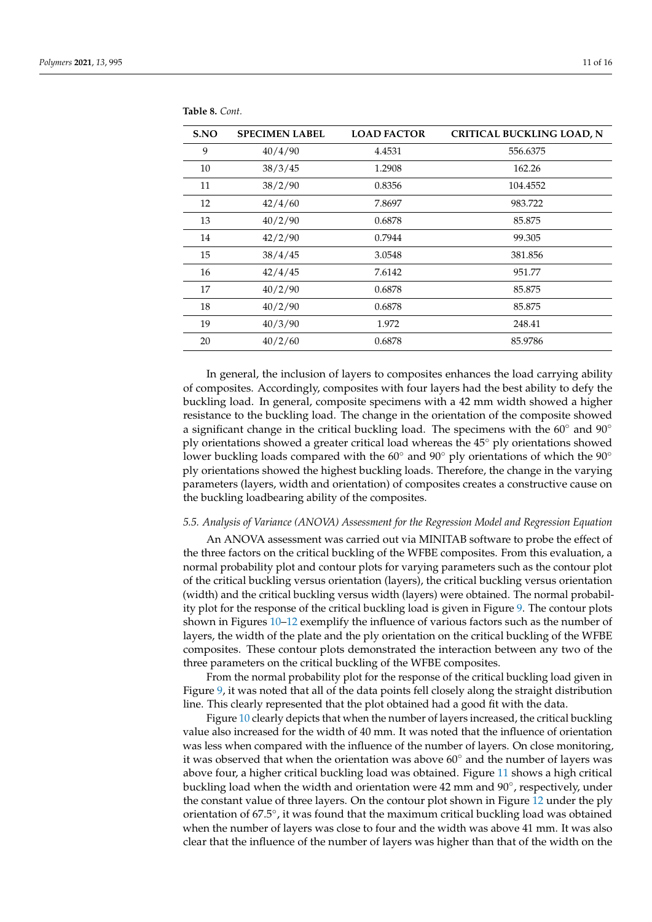**Table 8.** *Cont.*

| S.NO | SPECIMEN LABEL | LOAD FACTOR | CRITICAL BUCKLING LOAD, N |
|---|---|---|---|
| 9 | 40/4/90 | 4.4531 | 556.6375 |
| 10 | 38/3/45 | 1.2908 | 162.26 |
| 11 | 38/2/90 | 0.8356 | 104.4552 |
| 12 | 42/4/60 | 7.8697 | 983.722 |
| 13 | 40/2/90 | 0.6878 | 85.875 |
| 14 | 42/2/90 | 0.7944 | 99.305 |
| 15 | 38/4/45 | 3.0548 | 381.856 |
| 16 | 42/4/45 | 7.6142 | 951.77 |
| 17 | 40/2/90 | 0.6878 | 85.875 |
| 18 | 40/2/90 | 0.6878 | 85.875 |
| 19 | 40/3/90 | 1.972 | 248.41 |
| 20 | 40/2/60 | 0.6878 | 85.9786 |

In general, the inclusion of layers to composites enhances the load carrying ability of composites. Accordingly, composites with four layers had the best ability to defy the buckling load. In general, composite specimens with a 42 mm width showed a higher resistance to the buckling load. The change in the orientation of the composite showed a significant change in the critical buckling load. The specimens with the 60° and 90° ply orientations showed a greater critical load whereas the 45° ply orientations showed lower buckling loads compared with the 60° and 90° ply orientations of which the 90° ply orientations showed the highest buckling loads. Therefore, the change in the varying parameters (layers, width and orientation) of composites creates a constructive cause on the buckling loadbearing ability of the composites.

### *5.5. Analysis of Variance (ANOVA) Assessment for the Regression Model and Regression Equation*

An ANOVA assessment was carried out via MINITAB software to probe the effect of the three factors on the critical buckling of the WFBE composites. From this evaluation, a normal probability plot and contour plots for varying parameters such as the contour plot of the critical buckling versus orientation (layers), the critical buckling versus orientation (width) and the critical buckling versus width (layers) were obtained. The normal probability plot for the response of the critical buckling load is given in Figure 9. The contour plots shown in Figures 10–12 exemplify the influence of various factors such as the number of layers, the width of the plate and the ply orientation on the critical buckling of the WFBE composites. These contour plots demonstrated the interaction between any two of the three parameters on the critical buckling of the WFBE composites.

From the normal probability plot for the response of the critical buckling load given in Figure 9, it was noted that all of the data points fell closely along the straight distribution line. This clearly represented that the plot obtained had a good fit with the data.

Figure 10 clearly depicts that when the number of layers increased, the critical buckling value also increased for the width of 40 mm. It was noted that the influence of orientation was less when compared with the influence of the number of layers. On close monitoring, it was observed that when the orientation was above 60° and the number of layers was above four, a higher critical buckling load was obtained. Figure 11 shows a high critical buckling load when the width and orientation were 42 mm and 90°, respectively, under the constant value of three layers. On the contour plot shown in Figure 12 under the ply orientation of 67.5°, it was found that the maximum critical buckling load was obtained when the number of layers was close to four and the width was above 41 mm. It was also clear that the influence of the number of layers was higher than that of the width on the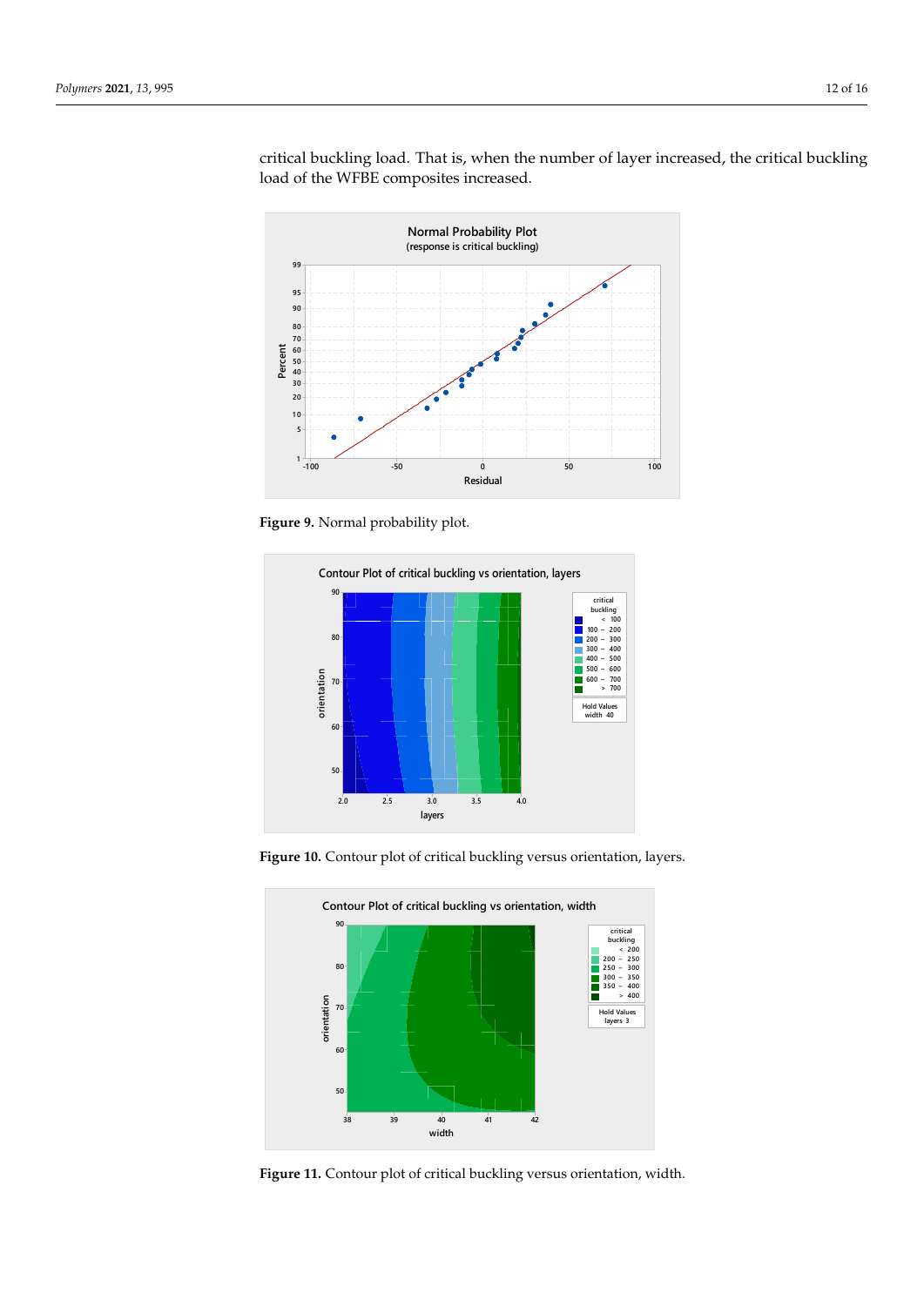critical buckling load. That is, when the number of layer increased, the critical buckling load of the WFBE composites increased.

**Figure 9.** Normal probability plot.

**Figure 10.** Contour plot of critical buckling versus orientation, layers.

**Figure 11.** Contour plot of critical buckling versus orientation, width.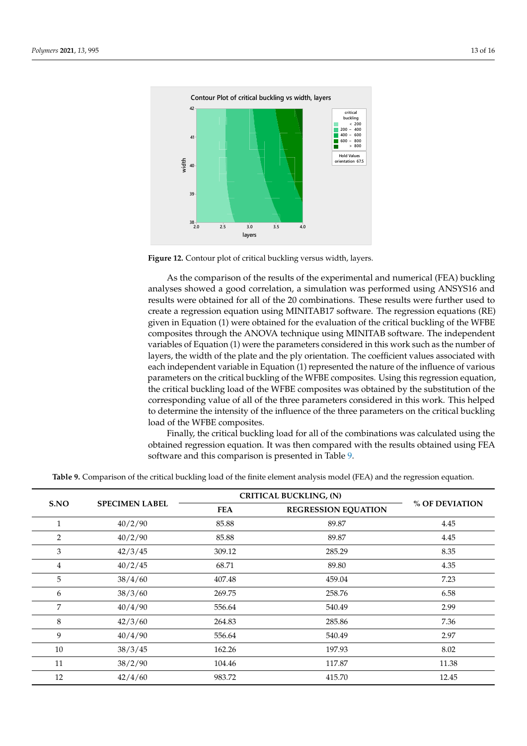Figure 12. Contour plot of critical buckling versus width, layers.

As the comparison of the results of the experimental and numerical (FEA) buckling analyses showed a good correlation, a simulation was performed using ANSYS16 and results were obtained for all of the 20 combinations. These results were further used to create a regression equation using MINITAB17 software. The regression equations (RE) given in Equation (1) were obtained for the evaluation of the critical buckling of the WFBE composites through the ANOVA technique using MINITAB software. The independent variables of Equation (1) were the parameters considered in this work such as the number of layers, the width of the plate and the ply orientation. The coefficient values associated with each independent variable in Equation (1) represented the nature of the influence of various parameters on the critical buckling of the WFBE composites. Using this regression equation, the critical buckling load of the WFBE composites was obtained by the substitution of the corresponding value of all of the three parameters considered in this work. This helped to determine the intensity of the influence of the three parameters on the critical buckling load of the WFBE composites.

Finally, the critical buckling load for all of the combinations was calculated using the obtained regression equation. It was then compared with the results obtained using FEA software and this comparison is presented in Table 9.

**Table 9.** Comparison of the critical buckling load of the finite element analysis model (FEA) and the regression equation.

| S.NO | SPECIMEN LABEL | CRITICAL BUCKLING, (N) | | % OF DEVIATION |
|---|---|---|---|---|
| | | FEA | REGRESSION EQUATION | |
| 1 | 40/2/90 | 85.88 | 89.87 | 4.45 |
| 2 | 40/2/90 | 85.88 | 89.87 | 4.45 |
| 3 | 42/3/45 | 309.12 | 285.29 | 8.35 |
| 4 | 40/2/45 | 68.71 | 89.80 | 4.35 |
| 5 | 38/4/60 | 407.48 | 459.04 | 7.23 |
| 6 | 38/3/60 | 269.75 | 258.76 | 6.58 |
| 7 | 40/4/90 | 556.64 | 540.49 | 2.99 |
| 8 | 42/3/60 | 264.83 | 285.86 | 7.36 |
| 9 | 40/4/90 | 556.64 | 540.49 | 2.97 |
| 10 | 38/3/45 | 162.26 | 197.93 | 8.02 |
| 11 | 38/2/90 | 104.46 | 117.87 | 11.38 |
| 12 | 42/4/60 | 983.72 | 415.70 | 12.45 |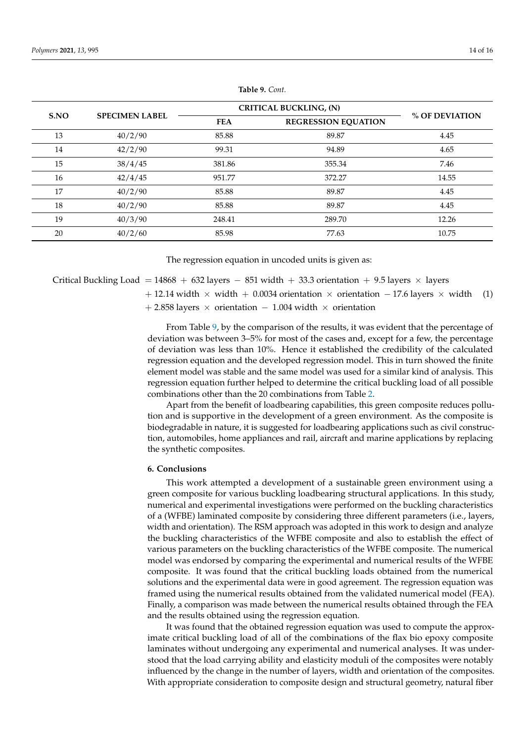**Table 9.** *Cont.*

| S.NO | SPECIMEN LABEL | CRITICAL BUCKLING, (N) | | % OF DEVIATION |
|---|---|---|---|---|
| | | FEA | REGRESSION EQUATION | |
| 13 | 40/2/90 | 85.88 | 89.87 | 4.45 |
| 14 | 42/2/90 | 99.31 | 94.89 | 4.65 |
| 15 | 38/4/45 | 381.86 | 355.34 | 7.46 |
| 16 | 42/4/45 | 951.77 | 372.27 | 14.55 |
| 17 | 40/2/90 | 85.88 | 89.87 | 4.45 |
| 18 | 40/2/90 | 85.88 | 89.87 | 4.45 |
| 19 | 40/3/90 | 248.41 | 289.70 | 12.26 |
| 20 | 40/2/60 | 85.98 | 77.63 | 10.75 |

The regression equation in uncoded units is given as:

$$\begin{aligned} \text{Critical Buckling Load} = {} & 14868 + 632 \text{ layers} - 851 \text{ width} + 33.3 \text{ orientation} + 9.5 \text{ layers} \times \text{layers} \\ & + 12.14 \text{ width} \times \text{width} + 0.0034 \text{ orientation} \times \text{orientation} - 17.6 \text{ layers} \times \text{width} \\ & + 2.858 \text{ layers} \times \text{orientation} - 1.004 \text{ width} \times \text{orientation} \end{aligned} \tag{1}$$

From Table 9, by the comparison of the results, it was evident that the percentage of deviation was between 3–5% for most of the cases and, except for a few, the percentage of deviation was less than 10%. Hence it established the credibility of the calculated regression equation and the developed regression model. This in turn showed the finite element model was stable and the same model was used for a similar kind of analysis. This regression equation further helped to determine the critical buckling load of all possible combinations other than the 20 combinations from Table 2.

Apart from the benefit of loadbearing capabilities, this green composite reduces pollution and is supportive in the development of a green environment. As the composite is biodegradable in nature, it is suggested for loadbearing applications such as civil construction, automobiles, home appliances and rail, aircraft and marine applications by replacing the synthetic composites.

## 6. Conclusions

This work attempted a development of a sustainable green environment using a green composite for various buckling loadbearing structural applications. In this study, numerical and experimental investigations were performed on the buckling characteristics of a (WFBE) laminated composite by considering three different parameters (i.e., layers, width and orientation). The RSM approach was adopted in this work to design and analyze the buckling characteristics of the WFBE composite and also to establish the effect of various parameters on the buckling characteristics of the WFBE composite. The numerical model was endorsed by comparing the experimental and numerical results of the WFBE composite. It was found that the critical buckling loads obtained from the numerical solutions and the experimental data were in good agreement. The regression equation was framed using the numerical results obtained from the validated numerical model (FEA). Finally, a comparison was made between the numerical results obtained through the FEA and the results obtained using the regression equation.

It was found that the obtained regression equation was used to compute the approximate critical buckling load of all of the combinations of the flax bio epoxy composite laminates without undergoing any experimental and numerical analyses. It was understood that the load carrying ability and elasticity moduli of the composites were notably influenced by the change in the number of layers, width and orientation of the composites. With appropriate consideration to composite design and structural geometry, natural fiber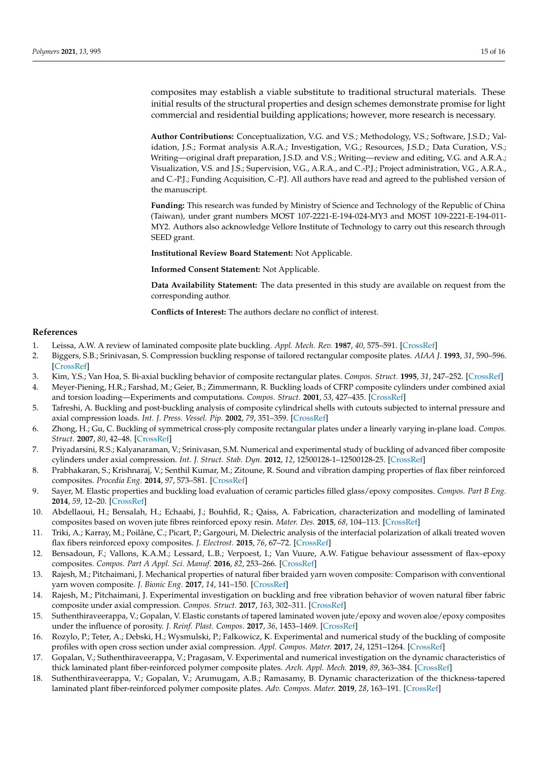composites may establish a viable substitute to traditional structural materials. These initial results of the structural properties and design schemes demonstrate promise for light commercial and residential building applications; however, more research is necessary.

**Author Contributions:** Conceptualization, V.G. and V.S.; Methodology, V.S.; Software, J.S.D.; Validation, J.S.; Format analysis A.R.A.; Investigation, V.G.; Resources, J.S.D.; Data Curation, V.S.; Writing—original draft preparation, J.S.D. and V.S.; Writing—review and editing, V.G. and A.R.A.; Visualization, V.S. and J.S.; Supervision, V.G., A.R.A., and C.-P.J.; Project administration, V.G., A.R.A., and C.-P.J.; Funding Acquisition, C.-P.J. All authors have read and agreed to the published version of the manuscript.

**Funding:** This research was funded by Ministry of Science and Technology of the Republic of China (Taiwan), under grant numbers MOST 107-2221-E-194-024-MY3 and MOST 109-2221-E-194-011-MY2. Authors also acknowledge Vellore Institute of Technology to carry out this research through SEED grant.

**Institutional Review Board Statement:** Not Applicable.

**Informed Consent Statement:** Not Applicable.

**Data Availability Statement:** The data presented in this study are available on request from the corresponding author.

**Conflicts of Interest:** The authors declare no conflict of interest.

## References

1. Leissa, A.W. A review of laminated composite plate buckling. *Appl. Mech. Rev.* **1987**, *40*, 575–591. [CrossRef]
2. Biggers, S.B.; Srinivasan, S. Compression buckling response of tailored rectangular composite plates. *AIAA J.* **1993**, *31*, 590–596. [CrossRef]
3. Kim, Y.S.; Van Hoa, S. Bi-axial buckling behavior of composite rectangular plates. *Compos. Struct.* **1995**, *31*, 247–252. [CrossRef]
4. Meyer-Piening, H.R.; Farshad, M.; Geier, B.; Zimmermann, R. Buckling loads of CFRP composite cylinders under combined axial and torsion loading—Experiments and computations. *Compos. Struct.* **2001**, *53*, 427–435. [CrossRef]
5. Tafreshi, A. Buckling and post-buckling analysis of composite cylindrical shells with cutouts subjected to internal pressure and axial compression loads. *Int. J. Press. Vessel. Pip.* **2002**, *79*, 351–359. [CrossRef]
6. Zhong, H.; Gu, C. Buckling of symmetrical cross-ply composite rectangular plates under a linearly varying in-plane load. *Compos. Struct.* **2007**, *80*, 42–48. [CrossRef]
7. Priyadarsini, R.S.; Kalyanaraman, V.; Srinivasan, S.M. Numerical and experimental study of buckling of advanced fiber composite cylinders under axial compression. *Int. J. Struct. Stab. Dyn.* **2012**, *12*, 12500128-1–12500128-25. [CrossRef]
8. Prabhakaran, S.; Krishnaraj, V.; Senthil Kumar, M.; Zitoune, R. Sound and vibration damping properties of flax fiber reinforced composites. *Procedia Eng.* **2014**, *97*, 573–581. [CrossRef]
9. Sayer, M. Elastic properties and buckling load evaluation of ceramic particles filled glass/epoxy composites. *Compos. Part B Eng.* **2014**, *59*, 12–20. [CrossRef]
10. Abdellaoui, H.; Bensalah, H.; Echaabi, J.; Bouhfid, R.; Qaiss, A. Fabrication, characterization and modelling of laminated composites based on woven jute fibres reinforced epoxy resin. *Mater. Des.* **2015**, *68*, 104–113. [CrossRef]
11. Triki, A.; Karray, M.; Poilâne, C.; Picart, P.; Gargouri, M. Dielectric analysis of the interfacial polarization of alkali treated woven flax fibers reinforced epoxy composites. *J. Electrost.* **2015**, *76*, 67–72. [CrossRef]
12. Bensadoun, F.; Vallons, K.A.M.; Lessard, L.B.; Verpoest, I.; Van Vuure, A.W. Fatigue behaviour assessment of flax–epoxy composites. *Compos. Part A Appl. Sci. Manuf.* **2016**, *82*, 253–266. [CrossRef]
13. Rajesh, M.; Pitchaimani, J. Mechanical properties of natural fiber braided yarn woven composite: Comparison with conventional yarn woven composite. *J. Bionic Eng.* **2017**, *14*, 141–150. [CrossRef]
14. Rajesh, M.; Pitchaimani, J. Experimental investigation on buckling and free vibration behavior of woven natural fiber fabric composite under axial compression. *Compos. Struct.* **2017**, *163*, 302–311. [CrossRef]
15. Suthenthiraveerappa, V.; Gopalan, V. Elastic constants of tapered laminated woven jute/epoxy and woven aloe/epoxy composites under the influence of porosity. *J. Reinf. Plast. Compos.* **2017**, *36*, 1453–1469. [CrossRef]
16. Rozylo, P.; Teter, A.; Debski, H.; Wysmulski, P.; Falkowicz, K. Experimental and numerical study of the buckling of composite profiles with open cross section under axial compression. *Appl. Compos. Mater.* **2017**, *24*, 1251–1264. [CrossRef]
17. Gopalan, V.; Suthenthiraveerappa, V.; Pragasam, V. Experimental and numerical investigation on the dynamic characteristics of thick laminated plant fiber-reinforced polymer composite plates. *Arch. Appl. Mech.* **2019**, *89*, 363–384. [CrossRef]
18. Suthenthiraveerappa, V.; Gopalan, V.; Arumugam, A.B.; Ramasamy, B. Dynamic characterization of the thickness-tapered laminated plant fiber-reinforced polymer composite plates. *Adv. Compos. Mater.* **2019**, *28*, 163–191. [CrossRef]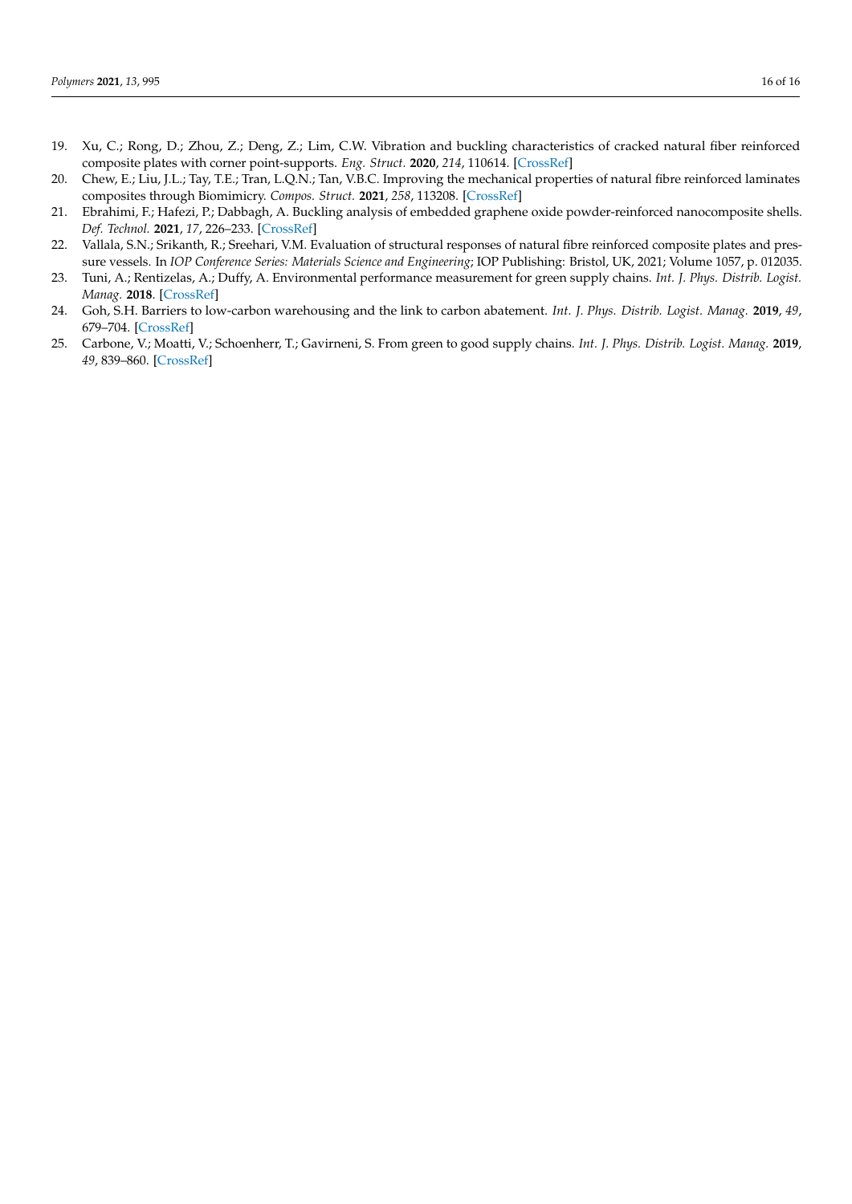19. Xu, C.; Rong, D.; Zhou, Z.; Deng, Z.; Lim, C.W. Vibration and buckling characteristics of cracked natural fiber reinforced composite plates with corner point-supports. *Eng. Struct.* **2020**, *214*, 110614. [CrossRef]
20. Chew, E.; Liu, J.L.; Tay, T.E.; Tran, L.Q.N.; Tan, V.B.C. Improving the mechanical properties of natural fibre reinforced laminates composites through Biomimicry. *Compos. Struct.* **2021**, *258*, 113208. [CrossRef]
21. Ebrahimi, F.; Hafezi, P.; Dabbagh, A. Buckling analysis of embedded graphene oxide powder-reinforced nanocomposite shells. *Def. Technol.* **2021**, *17*, 226–233. [CrossRef]
22. Vallala, S.N.; Srikanth, R.; Sreehari, V.M. Evaluation of structural responses of natural fibre reinforced composite plates and pressure vessels. In *IOP Conference Series: Materials Science and Engineering*; IOP Publishing: Bristol, UK, 2021; Volume 1057, p. 012035.
23. Tuni, A.; Rentizelas, A.; Duffy, A. Environmental performance measurement for green supply chains. *Int. J. Phys. Distrib. Logist. Manag.* **2018**. [CrossRef]
24. Goh, S.H. Barriers to low-carbon warehousing and the link to carbon abatement. *Int. J. Phys. Distrib. Logist. Manag.* **2019**, *49*, 679–704. [CrossRef]
25. Carbone, V.; Moatti, V.; Schoenherr, T.; Gavirneni, S. From green to good supply chains. *Int. J. Phys. Distrib. Logist. Manag.* **2019**, *49*, 839–860. [CrossRef]